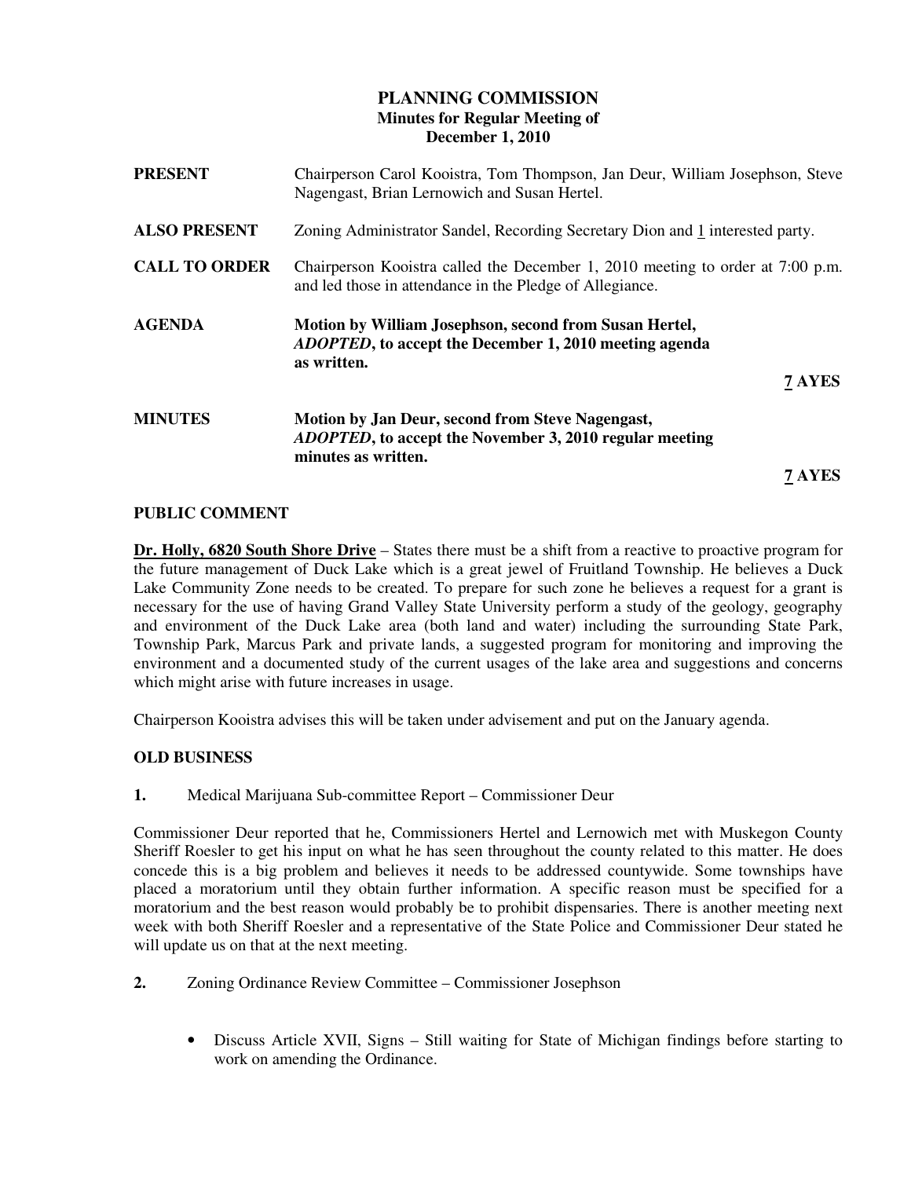# PLANNING COMMISSION
## Minutes for Regular Meeting of
## December 1, 2010

**PRESENT** Chairperson Carol Kooistra, Tom Thompson, Jan Deur, William Josephson, Steve Nagengast, Brian Lernowich and Susan Hertel.

**ALSO PRESENT** Zoning Administrator Sandel, Recording Secretary Dion and 1 interested party.

**CALL TO ORDER** Chairperson Kooistra called the December 1, 2010 meeting to order at 7:00 p.m. and led those in attendance in the Pledge of Allegiance.

**AGENDA** **Motion by William Josephson, second from Susan Hertel, *ADOPTED*, to accept the December 1, 2010 meeting agenda as written.**

**7 AYES**

**MINUTES** **Motion by Jan Deur, second from Steve Nagengast, *ADOPTED*, to accept the November 3, 2010 regular meeting minutes as written.**

**7 AYES**

**PUBLIC COMMENT**

**Dr. Holly, 6820 South Shore Drive** – States there must be a shift from a reactive to proactive program for the future management of Duck Lake which is a great jewel of Fruitland Township. He believes a Duck Lake Community Zone needs to be created. To prepare for such zone he believes a request for a grant is necessary for the use of having Grand Valley State University perform a study of the geology, geography and environment of the Duck Lake area (both land and water) including the surrounding State Park, Township Park, Marcus Park and private lands, a suggested program for monitoring and improving the environment and a documented study of the current usages of the lake area and suggestions and concerns which might arise with future increases in usage.

Chairperson Kooistra advises this will be taken under advisement and put on the January agenda.

**OLD BUSINESS**

**1.** Medical Marijuana Sub-committee Report – Commissioner Deur

Commissioner Deur reported that he, Commissioners Hertel and Lernowich met with Muskegon County Sheriff Roesler to get his input on what he has seen throughout the county related to this matter. He does concede this is a big problem and believes it needs to be addressed countywide. Some townships have placed a moratorium until they obtain further information. A specific reason must be specified for a moratorium and the best reason would probably be to prohibit dispensaries. There is another meeting next week with both Sheriff Roesler and a representative of the State Police and Commissioner Deur stated he will update us on that at the next meeting.

**2.** Zoning Ordinance Review Committee – Commissioner Josephson

- Discuss Article XVII, Signs – Still waiting for State of Michigan findings before starting to work on amending the Ordinance.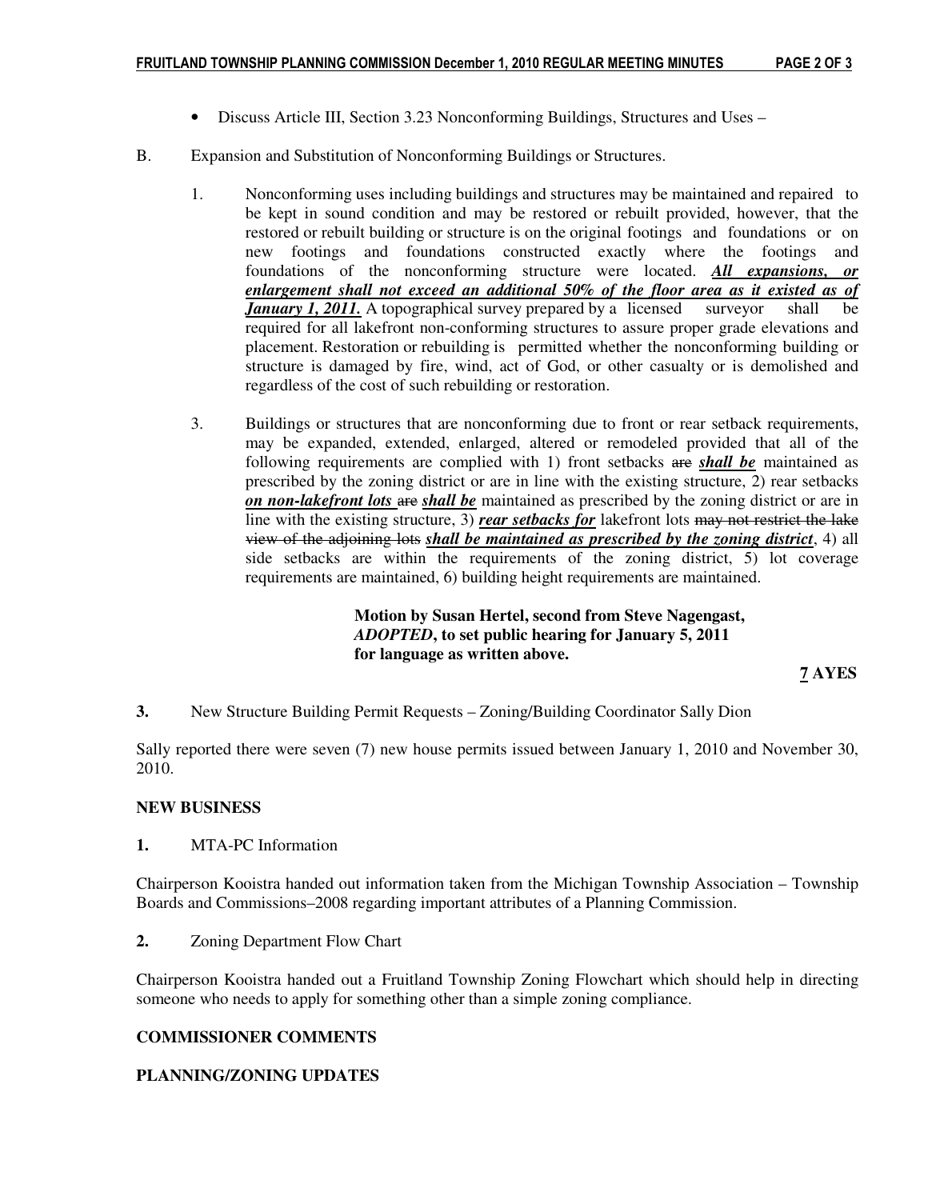- Discuss Article III, Section 3.23 Nonconforming Buildings, Structures and Uses –

B. Expansion and Substitution of Nonconforming Buildings or Structures.

1. Nonconforming uses including buildings and structures may be maintained and repaired to be kept in sound condition and may be restored or rebuilt provided, however, that the restored or rebuilt building or structure is on the original footings and foundations or on new footings and foundations constructed exactly where the footings and foundations of the nonconforming structure were located. <u>***All expansions, or enlargement shall not exceed an additional 50% of the floor area as it existed as of January 1, 2011.***</u> A topographical survey prepared by a licensed surveyor shall be required for all lakefront non-conforming structures to assure proper grade elevations and placement. Restoration or rebuilding is permitted whether the nonconforming building or structure is damaged by fire, wind, act of God, or other casualty or is demolished and regardless of the cost of such rebuilding or restoration.

3. Buildings or structures that are nonconforming due to front or rear setback requirements, may be expanded, extended, enlarged, altered or remodeled provided that all of the following requirements are complied with 1) front setbacks ~~are~~ <u>***shall be***</u> maintained as prescribed by the zoning district or are in line with the existing structure, 2) rear setbacks <u>***on non-lakefront lots***</u> ~~are~~ <u>***shall be***</u> maintained as prescribed by the zoning district or are in line with the existing structure, 3) <u>***rear setbacks for***</u> lakefront lots ~~may not restrict the lake view of the adjoining lots~~ <u>***shall be maintained as prescribed by the zoning district***</u>, 4) all side setbacks are within the requirements of the zoning district, 5) lot coverage requirements are maintained, 6) building height requirements are maintained.

**Motion by Susan Hertel, second from Steve Nagengast, *ADOPTED*, to set public hearing for January 5, 2011 for language as written above.**

**<u>7</u> AYES**

**3.** New Structure Building Permit Requests – Zoning/Building Coordinator Sally Dion

Sally reported there were seven (7) new house permits issued between January 1, 2010 and November 30, 2010.

## NEW BUSINESS

**1.** MTA-PC Information

Chairperson Kooistra handed out information taken from the Michigan Township Association – Township Boards and Commissions–2008 regarding important attributes of a Planning Commission.

**2.** Zoning Department Flow Chart

Chairperson Kooistra handed out a Fruitland Township Zoning Flowchart which should help in directing someone who needs to apply for something other than a simple zoning compliance.

## COMMISSIONER COMMENTS

## PLANNING/ZONING UPDATES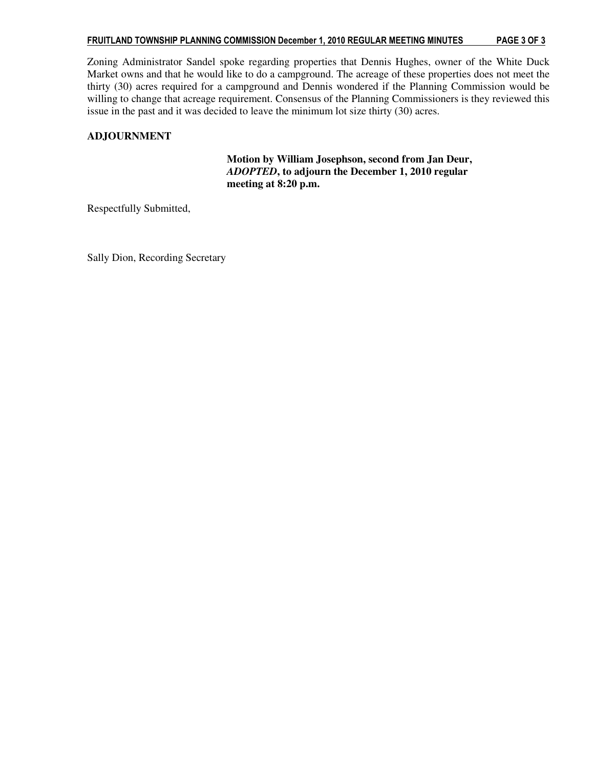Zoning Administrator Sandel spoke regarding properties that Dennis Hughes, owner of the White Duck Market owns and that he would like to do a campground. The acreage of these properties does not meet the thirty (30) acres required for a campground and Dennis wondered if the Planning Commission would be willing to change that acreage requirement. Consensus of the Planning Commissioners is they reviewed this issue in the past and it was decided to leave the minimum lot size thirty (30) acres.

**ADJOURNMENT**

> **Motion by William Josephson, second from Jan Deur, *ADOPTED*, to adjourn the December 1, 2010 regular meeting at 8:20 p.m.**

Respectfully Submitted,

Sally Dion, Recording Secretary